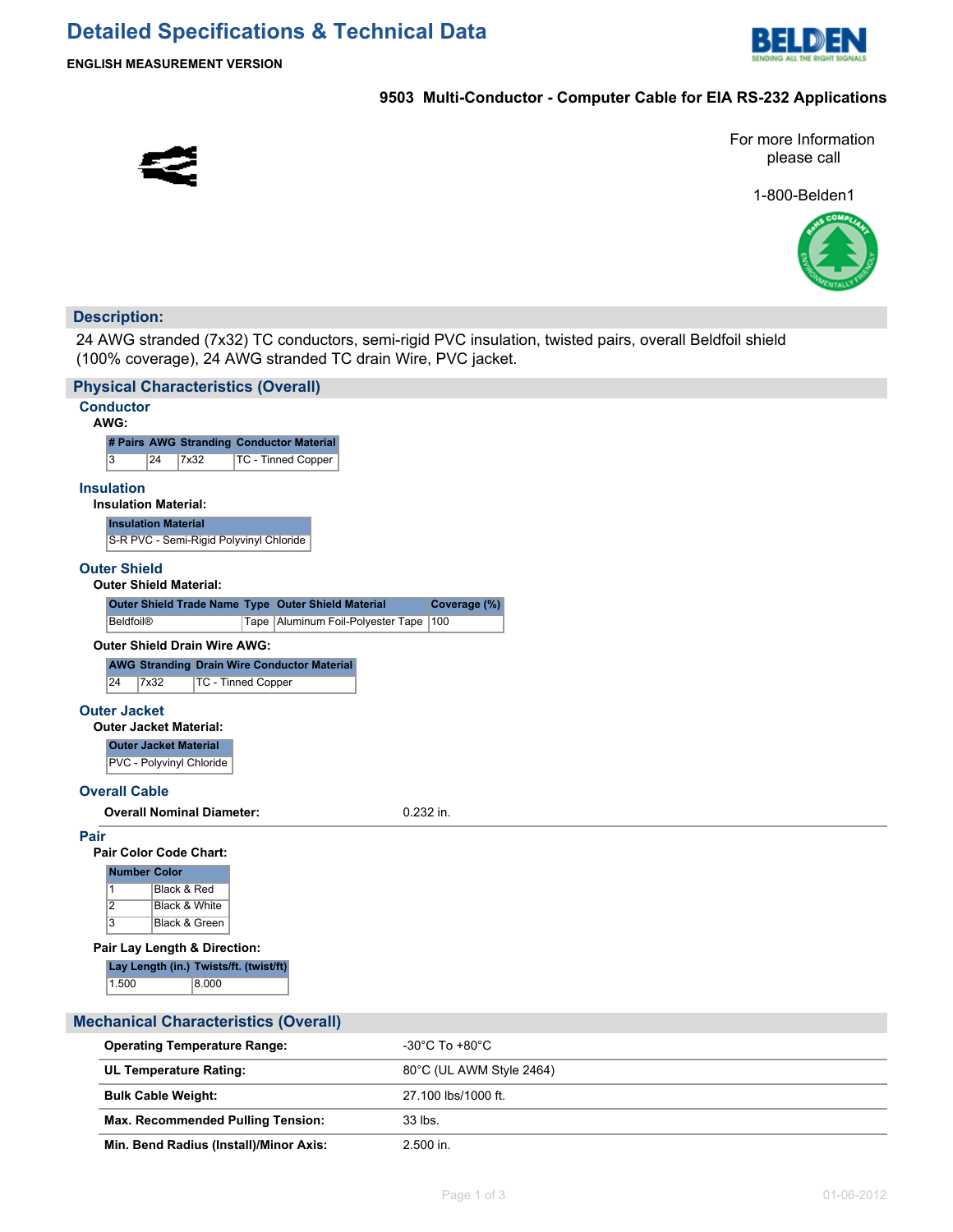# Detailed Specifications & Technical Data

**ENGLISH MEASUREMENT VERSION**

## 9503 Multi-Conductor - Computer Cable for EIA RS-232 Applications

For more Information please call

1-800-Belden1

## Description:

24 AWG stranded (7x32) TC conductors, semi-rigid PVC insulation, twisted pairs, overall Beldfoil shield (100% coverage), 24 AWG stranded TC drain Wire, PVC jacket.

## Physical Characteristics (Overall)

### Conductor

**AWG:**

| # Pairs | AWG | Stranding | Conductor Material |
|---|---|---|---|
| 3 | 24 | 7x32 | TC - Tinned Copper |

### Insulation

**Insulation Material:**

| Insulation Material |
|---|
| S-R PVC - Semi-Rigid Polyvinyl Chloride |

### Outer Shield

**Outer Shield Material:**

| Outer Shield Trade Name | Type | Outer Shield Material | Coverage (%) |
|---|---|---|---|
| Beldfoil® | Tape | Aluminum Foil-Polyester Tape | 100 |

**Outer Shield Drain Wire AWG:**

| AWG | Stranding | Drain Wire Conductor Material |
|---|---|---|
| 24 | 7x32 | TC - Tinned Copper |

### Outer Jacket

**Outer Jacket Material:**

| Outer Jacket Material |
|---|
| PVC - Polyvinyl Chloride |

### Overall Cable

| | |
|---|---|
| **Overall Nominal Diameter:** | 0.232 in. |

### Pair

**Pair Color Code Chart:**

| Number | Color |
|---|---|
| 1 | Black & Red |
| 2 | Black & White |
| 3 | Black & Green |

**Pair Lay Length & Direction:**

| Lay Length (in.) | Twists/ft. (twist/ft) |
|---|---|
| 1.500 | 8.000 |

## Mechanical Characteristics (Overall)

| | |
|---|---|
| **Operating Temperature Range:** | -30°C To +80°C |
| **UL Temperature Rating:** | 80°C (UL AWM Style 2464) |
| **Bulk Cable Weight:** | 27.100 lbs/1000 ft. |
| **Max. Recommended Pulling Tension:** | 33 lbs. |
| **Min. Bend Radius (Install)/Minor Axis:** | 2.500 in. |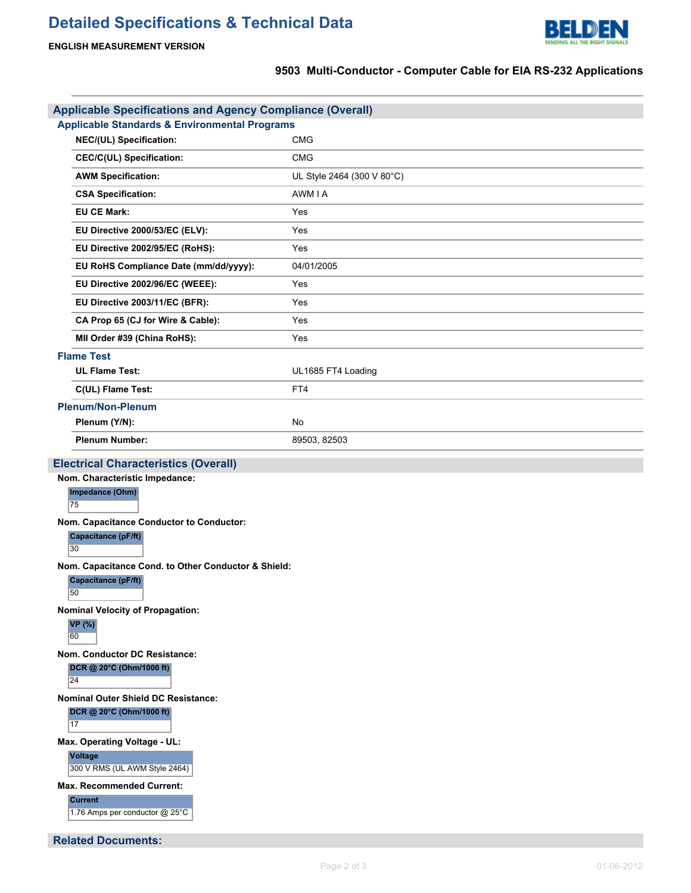# Detailed Specifications & Technical Data

**ENGLISH MEASUREMENT VERSION**

**9503 Multi-Conductor - Computer Cable for EIA RS-232 Applications**

## Applicable Specifications and Agency Compliance (Overall)

### Applicable Standards & Environmental Programs

| | |
|---|---|
| **NEC/(UL) Specification:** | CMG |
| **CEC/C(UL) Specification:** | CMG |
| **AWM Specification:** | UL Style 2464 (300 V 80°C) |
| **CSA Specification:** | AWM I A |
| **EU CE Mark:** | Yes |
| **EU Directive 2000/53/EC (ELV):** | Yes |
| **EU Directive 2002/95/EC (RoHS):** | Yes |
| **EU RoHS Compliance Date (mm/dd/yyyy):** | 04/01/2005 |
| **EU Directive 2002/96/EC (WEEE):** | Yes |
| **EU Directive 2003/11/EC (BFR):** | Yes |
| **CA Prop 65 (CJ for Wire & Cable):** | Yes |
| **MII Order #39 (China RoHS):** | Yes |

### Flame Test

| | |
|---|---|
| **UL Flame Test:** | UL1685 FT4 Loading |
| **C(UL) Flame Test:** | FT4 |

### Plenum/Non-Plenum

| | |
|---|---|
| **Plenum (Y/N):** | No |
| **Plenum Number:** | 89503, 82503 |

## Electrical Characteristics (Overall)

**Nom. Characteristic Impedance:**

| Impedance (Ohm) |
|---|
| 75 |

**Nom. Capacitance Conductor to Conductor:**

| Capacitance (pF/ft) |
|---|
| 30 |

**Nom. Capacitance Cond. to Other Conductor & Shield:**

| Capacitance (pF/ft) |
|---|
| 50 |

**Nominal Velocity of Propagation:**

| VP (%) |
|---|
| 60 |

**Nom. Conductor DC Resistance:**

| DCR @ 20°C (Ohm/1000 ft) |
|---|
| 24 |

**Nominal Outer Shield DC Resistance:**

| DCR @ 20°C (Ohm/1000 ft) |
|---|
| 17 |

**Max. Operating Voltage - UL:**

| Voltage |
|---|
| 300 V RMS (UL AWM Style 2464) |

**Max. Recommended Current:**

| Current |
|---|
| 1.76 Amps per conductor @ 25°C |

## Related Documents: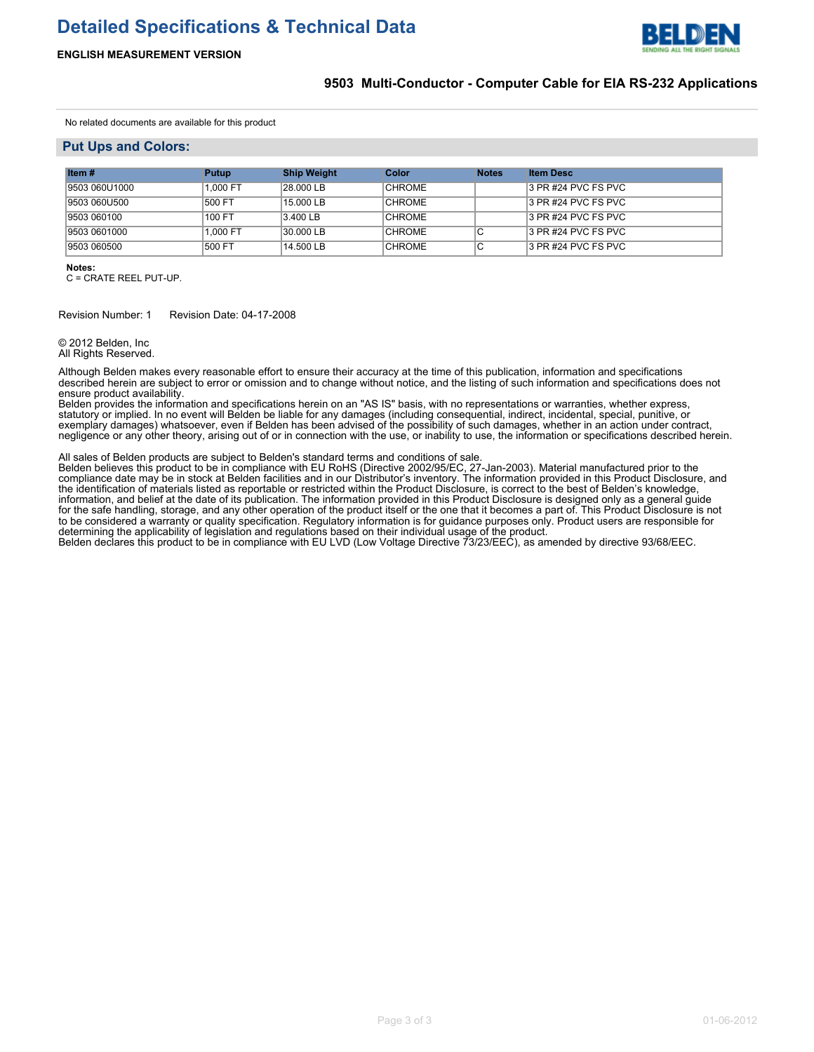No related documents are available for this product

## Put Ups and Colors:

| Item # | Putup | Ship Weight | Color | Notes | Item Desc |
|---|---|---|---|---|---|
| 9503 060U1000 | 1,000 FT | 28.000 LB | CHROME | | 3 PR #24 PVC FS PVC |
| 9503 060U500 | 500 FT | 15.000 LB | CHROME | | 3 PR #24 PVC FS PVC |
| 9503 060100 | 100 FT | 3.400 LB | CHROME | | 3 PR #24 PVC FS PVC |
| 9503 0601000 | 1,000 FT | 30.000 LB | CHROME | C | 3 PR #24 PVC FS PVC |
| 9503 060500 | 500 FT | 14.500 LB | CHROME | C | 3 PR #24 PVC FS PVC |

**Notes:**
C = CRATE REEL PUT-UP.

Revision Number: 1   Revision Date: 04-17-2008

© 2012 Belden, Inc
All Rights Reserved.

Although Belden makes every reasonable effort to ensure their accuracy at the time of this publication, information and specifications described herein are subject to error or omission and to change without notice, and the listing of such information and specifications does not ensure product availability.
Belden provides the information and specifications herein on an "AS IS" basis, with no representations or warranties, whether express, statutory or implied. In no event will Belden be liable for any damages (including consequential, indirect, incidental, special, punitive, or exemplary damages) whatsoever, even if Belden has been advised of the possibility of such damages, whether in an action under contract, negligence or any other theory, arising out of or in connection with the use, or inability to use, the information or specifications described herein.

All sales of Belden products are subject to Belden's standard terms and conditions of sale.
Belden believes this product to be in compliance with EU RoHS (Directive 2002/95/EC, 27-Jan-2003). Material manufactured prior to the compliance date may be in stock at Belden facilities and in our Distributor's inventory. The information provided in this Product Disclosure, and the identification of materials listed as reportable or restricted within the Product Disclosure, is correct to the best of Belden's knowledge, information, and belief at the date of its publication. The information provided in this Product Disclosure is designed only as a general guide for the safe handling, storage, and any other operation of the product itself or the one that it becomes a part of. This Product Disclosure is not to be considered a warranty or quality specification. Regulatory information is for guidance purposes only. Product users are responsible for determining the applicability of legislation and regulations based on their individual usage of the product.
Belden declares this product to be in compliance with EU LVD (Low Voltage Directive 73/23/EEC), as amended by directive 93/68/EEC.